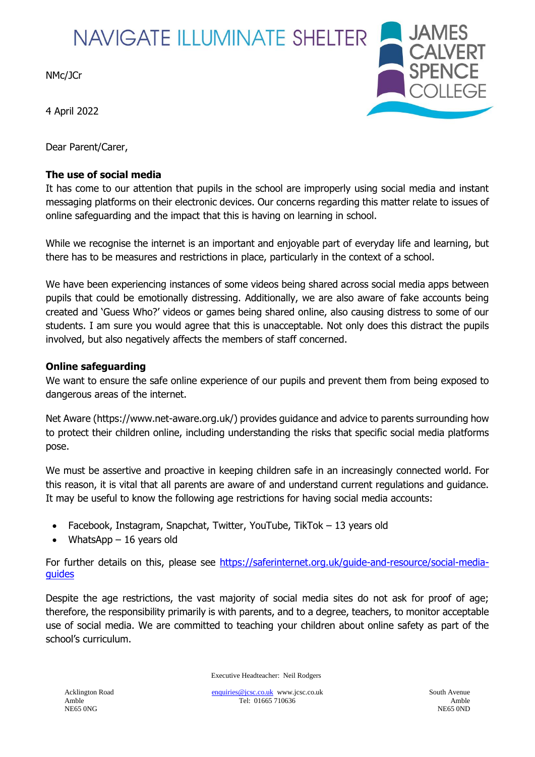NAVIGATE ILLUMINATE SHELTER

JAMES CALVERT SPENCE COLLEGE

NMc/JCr

4 April 2022

Dear Parent/Carer,

**The use of social media**

It has come to our attention that pupils in the school are improperly using social media and instant messaging platforms on their electronic devices. Our concerns regarding this matter relate to issues of online safeguarding and the impact that this is having on learning in school.

While we recognise the internet is an important and enjoyable part of everyday life and learning, but there has to be measures and restrictions in place, particularly in the context of a school.

We have been experiencing instances of some videos being shared across social media apps between pupils that could be emotionally distressing. Additionally, we are also aware of fake accounts being created and 'Guess Who?' videos or games being shared online, also causing distress to some of our students. I am sure you would agree that this is unacceptable. Not only does this distract the pupils involved, but also negatively affects the members of staff concerned.

**Online safeguarding**

We want to ensure the safe online experience of our pupils and prevent them from being exposed to dangerous areas of the internet.

Net Aware (https://www.net-aware.org.uk/) provides guidance and advice to parents surrounding how to protect their children online, including understanding the risks that specific social media platforms pose.

We must be assertive and proactive in keeping children safe in an increasingly connected world. For this reason, it is vital that all parents are aware of and understand current regulations and guidance. It may be useful to know the following age restrictions for having social media accounts:

- Facebook, Instagram, Snapchat, Twitter, YouTube, TikTok – 13 years old
- WhatsApp – 16 years old

For further details on this, please see [https://saferinternet.org.uk/guide-and-resource/social-media-guides](https://saferinternet.org.uk/guide-and-resource/social-media-guides)

Despite the age restrictions, the vast majority of social media sites do not ask for proof of age; therefore, the responsibility primarily is with parents, and to a degree, teachers, to monitor acceptable use of social media. We are committed to teaching your children about online safety as part of the school's curriculum.

Executive Headteacher: Neil Rodgers

Acklington Road
Amble
NE65 0NG

enquiries@jcsc.co.uk www.jcsc.co.uk
Tel: 01665 710636

South Avenue
Amble
NE65 0ND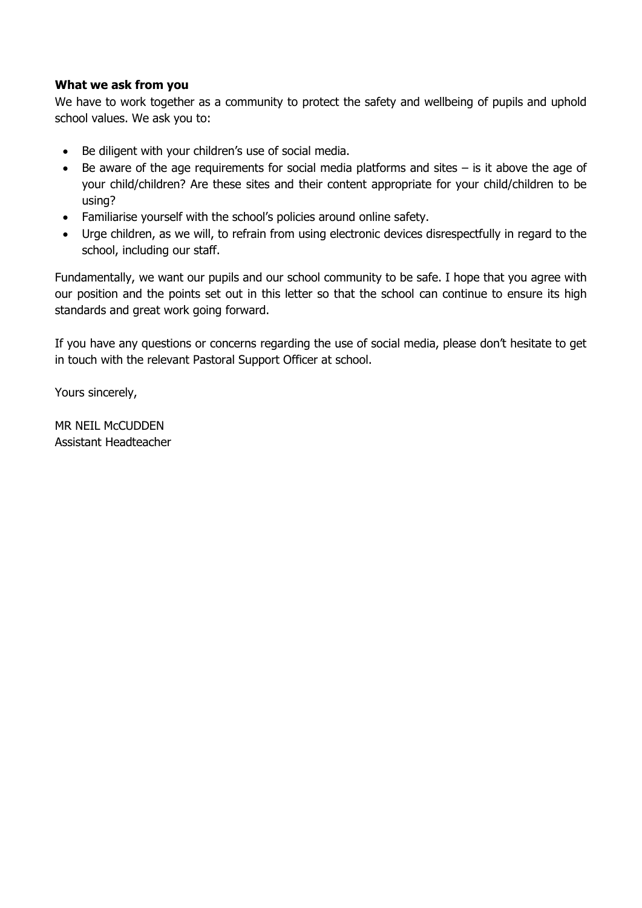**What we ask from you**

We have to work together as a community to protect the safety and wellbeing of pupils and uphold school values. We ask you to:

- Be diligent with your children's use of social media.
- Be aware of the age requirements for social media platforms and sites – is it above the age of your child/children? Are these sites and their content appropriate for your child/children to be using?
- Familiarise yourself with the school's policies around online safety.
- Urge children, as we will, to refrain from using electronic devices disrespectfully in regard to the school, including our staff.

Fundamentally, we want our pupils and our school community to be safe. I hope that you agree with our position and the points set out in this letter so that the school can continue to ensure its high standards and great work going forward.

If you have any questions or concerns regarding the use of social media, please don't hesitate to get in touch with the relevant Pastoral Support Officer at school.

Yours sincerely,

MR NEIL McCUDDEN
Assistant Headteacher